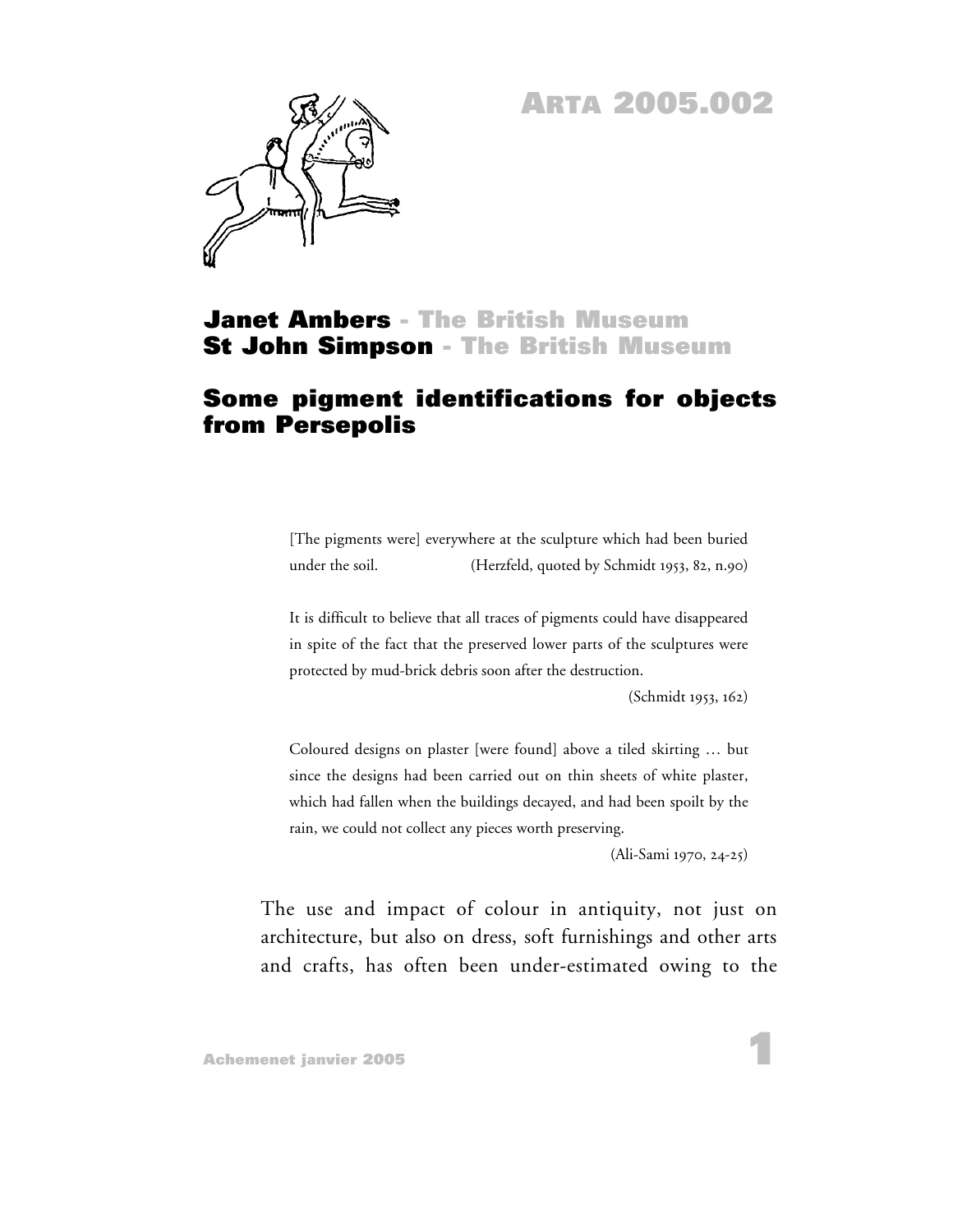# ARTA 2005.002

**Janet Ambers** - The British Museum
**St John Simpson** - The British Museum

## Some pigment identifications for objects from Persepolis

> [The pigments were] everywhere at the sculpture which had been buried under the soil. (Herzfeld, quoted by Schmidt 1953, 82, n.90)

> It is difficult to believe that all traces of pigments could have disappeared in spite of the fact that the preserved lower parts of the sculptures were protected by mud-brick debris soon after the destruction.
>
> (Schmidt 1953, 162)

> Coloured designs on plaster [were found] above a tiled skirting … but since the designs had been carried out on thin sheets of white plaster, which had fallen when the buildings decayed, and had been spoilt by the rain, we could not collect any pieces worth preserving.
>
> (Ali-Sami 1970, 24-25)

The use and impact of colour in antiquity, not just on architecture, but also on dress, soft furnishings and other arts and crafts, has often been under-estimated owing to the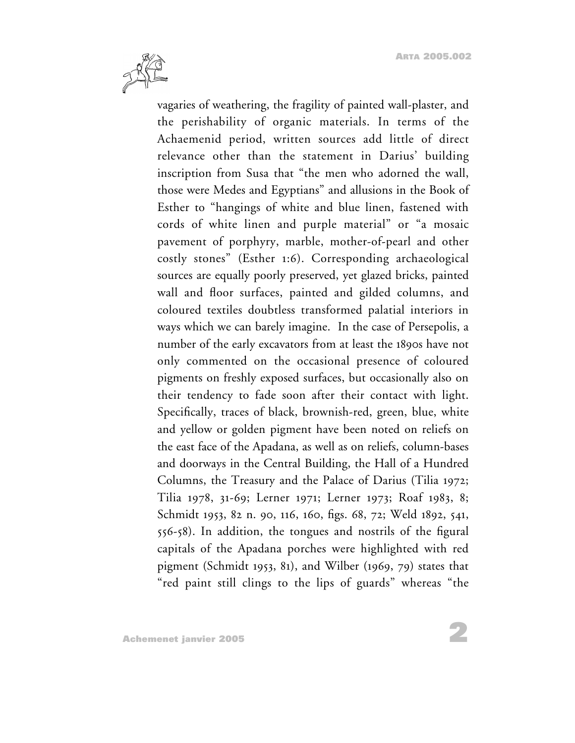vagaries of weathering, the fragility of painted wall-plaster, and the perishability of organic materials. In terms of the Achaemenid period, written sources add little of direct relevance other than the statement in Darius' building inscription from Susa that "the men who adorned the wall, those were Medes and Egyptians" and allusions in the Book of Esther to "hangings of white and blue linen, fastened with cords of white linen and purple material" or "a mosaic pavement of porphyry, marble, mother-of-pearl and other costly stones" (Esther 1:6). Corresponding archaeological sources are equally poorly preserved, yet glazed bricks, painted wall and floor surfaces, painted and gilded columns, and coloured textiles doubtless transformed palatial interiors in ways which we can barely imagine. In the case of Persepolis, a number of the early excavators from at least the 1890s have not only commented on the occasional presence of coloured pigments on freshly exposed surfaces, but occasionally also on their tendency to fade soon after their contact with light. Specifically, traces of black, brownish-red, green, blue, white and yellow or golden pigment have been noted on reliefs on the east face of the Apadana, as well as on reliefs, column-bases and doorways in the Central Building, the Hall of a Hundred Columns, the Treasury and the Palace of Darius (Tilia 1972; Tilia 1978, 31-69; Lerner 1971; Lerner 1973; Roaf 1983, 8; Schmidt 1953, 82 n. 90, 116, 160, figs. 68, 72; Weld 1892, 541, 556-58). In addition, the tongues and nostrils of the figural capitals of the Apadana porches were highlighted with red pigment (Schmidt 1953, 81), and Wilber (1969, 79) states that "red paint still clings to the lips of guards" whereas "the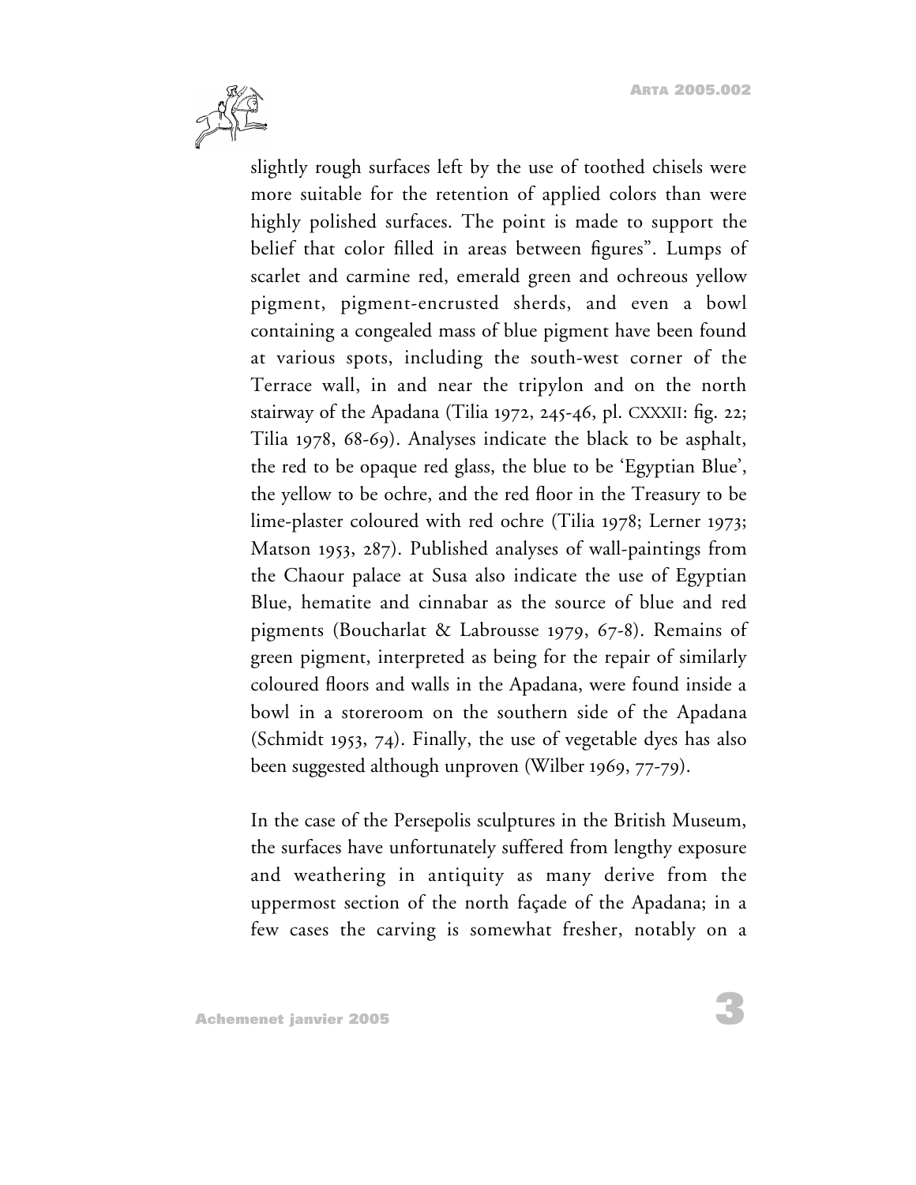slightly rough surfaces left by the use of toothed chisels were more suitable for the retention of applied colors than were highly polished surfaces. The point is made to support the belief that color filled in areas between figures". Lumps of scarlet and carmine red, emerald green and ochreous yellow pigment, pigment-encrusted sherds, and even a bowl containing a congealed mass of blue pigment have been found at various spots, including the south-west corner of the Terrace wall, in and near the tripylon and on the north stairway of the Apadana (Tilia 1972, 245-46, pl. CXXXII: fig. 22; Tilia 1978, 68-69). Analyses indicate the black to be asphalt, the red to be opaque red glass, the blue to be 'Egyptian Blue', the yellow to be ochre, and the red floor in the Treasury to be lime-plaster coloured with red ochre (Tilia 1978; Lerner 1973; Matson 1953, 287). Published analyses of wall-paintings from the Chaour palace at Susa also indicate the use of Egyptian Blue, hematite and cinnabar as the source of blue and red pigments (Boucharlat & Labrousse 1979, 67-8). Remains of green pigment, interpreted as being for the repair of similarly coloured floors and walls in the Apadana, were found inside a bowl in a storeroom on the southern side of the Apadana (Schmidt 1953, 74). Finally, the use of vegetable dyes has also been suggested although unproven (Wilber 1969, 77-79).

In the case of the Persepolis sculptures in the British Museum, the surfaces have unfortunately suffered from lengthy exposure and weathering in antiquity as many derive from the uppermost section of the north façade of the Apadana; in a few cases the carving is somewhat fresher, notably on a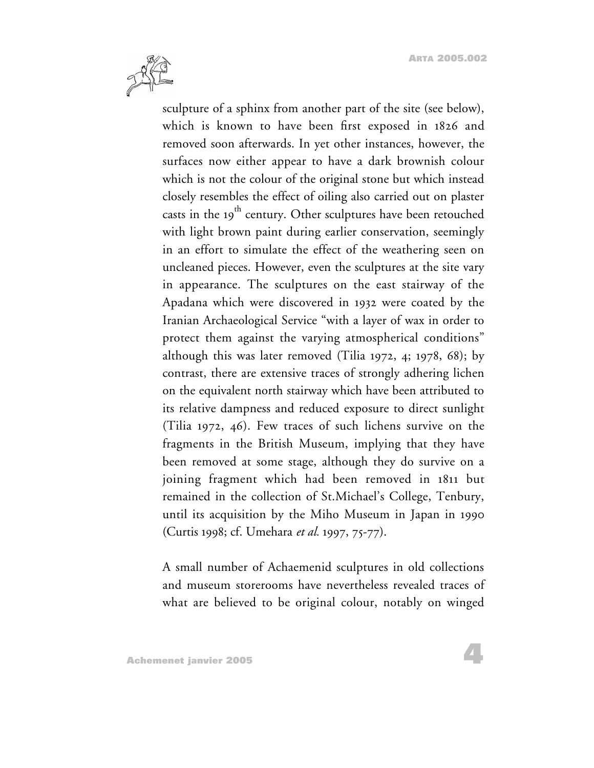sculpture of a sphinx from another part of the site (see below), which is known to have been first exposed in 1826 and removed soon afterwards. In yet other instances, however, the surfaces now either appear to have a dark brownish colour which is not the colour of the original stone but which instead closely resembles the effect of oiling also carried out on plaster casts in the 19th century. Other sculptures have been retouched with light brown paint during earlier conservation, seemingly in an effort to simulate the effect of the weathering seen on uncleaned pieces. However, even the sculptures at the site vary in appearance. The sculptures on the east stairway of the Apadana which were discovered in 1932 were coated by the Iranian Archaeological Service "with a layer of wax in order to protect them against the varying atmospherical conditions" although this was later removed (Tilia 1972, 4; 1978, 68); by contrast, there are extensive traces of strongly adhering lichen on the equivalent north stairway which have been attributed to its relative dampness and reduced exposure to direct sunlight (Tilia 1972, 46). Few traces of such lichens survive on the fragments in the British Museum, implying that they have been removed at some stage, although they do survive on a joining fragment which had been removed in 1811 but remained in the collection of St.Michael's College, Tenbury, until its acquisition by the Miho Museum in Japan in 1990 (Curtis 1998; cf. Umehara *et al.* 1997, 75-77).

A small number of Achaemenid sculptures in old collections and museum storerooms have nevertheless revealed traces of what are believed to be original colour, notably on winged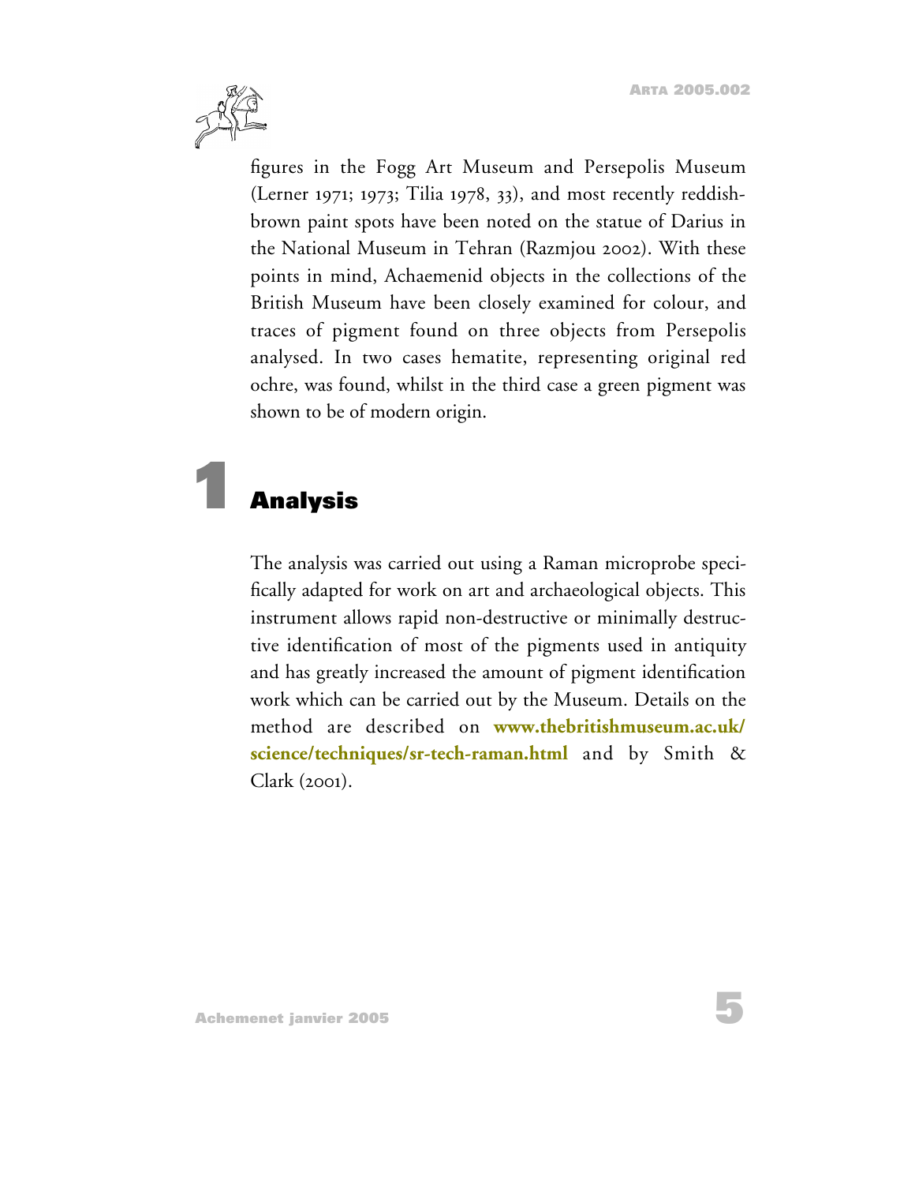figures in the Fogg Art Museum and Persepolis Museum (Lerner 1971; 1973; Tilia 1978, 33), and most recently reddish-brown paint spots have been noted on the statue of Darius in the National Museum in Tehran (Razmjou 2002). With these points in mind, Achaemenid objects in the collections of the British Museum have been closely examined for colour, and traces of pigment found on three objects from Persepolis analysed. In two cases hematite, representing original red ochre, was found, whilst in the third case a green pigment was shown to be of modern origin.

# 1 Analysis

The analysis was carried out using a Raman microprobe specifically adapted for work on art and archaeological objects. This instrument allows rapid non-destructive or minimally destructive identification of most of the pigments used in antiquity and has greatly increased the amount of pigment identification work which can be carried out by the Museum. Details on the method are described on **www.thebritishmuseum.ac.uk/science/techniques/sr-tech-raman.html** and by Smith & Clark (2001).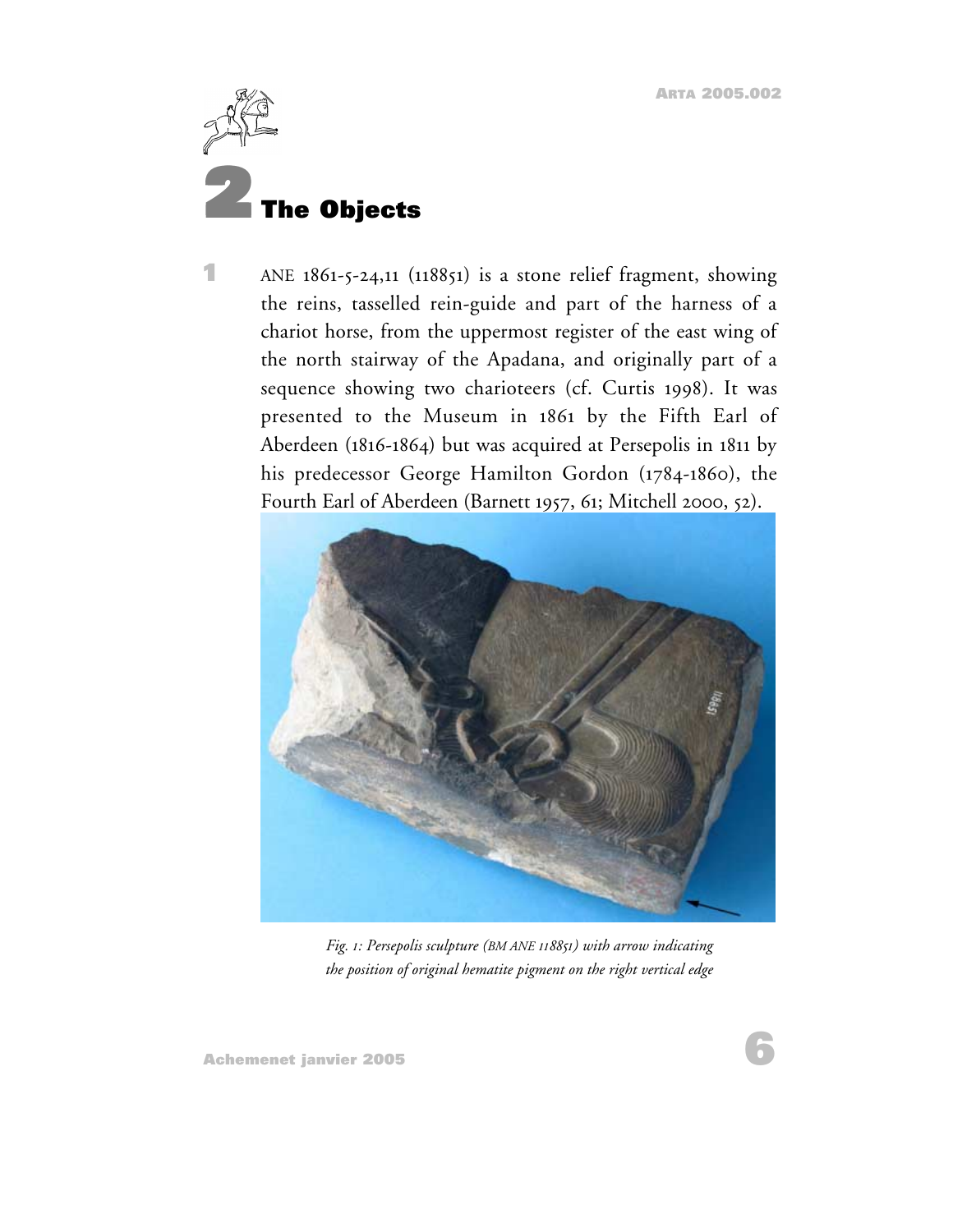# 2 The Objects

1 ANE 1861-5-24,11 (118851) is a stone relief fragment, showing the reins, tasselled rein-guide and part of the harness of a chariot horse, from the uppermost register of the east wing of the north stairway of the Apadana, and originally part of a sequence showing two charioteers (cf. Curtis 1998). It was presented to the Museum in 1861 by the Fifth Earl of Aberdeen (1816-1864) but was acquired at Persepolis in 1811 by his predecessor George Hamilton Gordon (1784-1860), the Fourth Earl of Aberdeen (Barnett 1957, 61; Mitchell 2000, 52).

*Fig. 1: Persepolis sculpture (BM ANE 118851) with arrow indicating the position of original hematite pigment on the right vertical edge*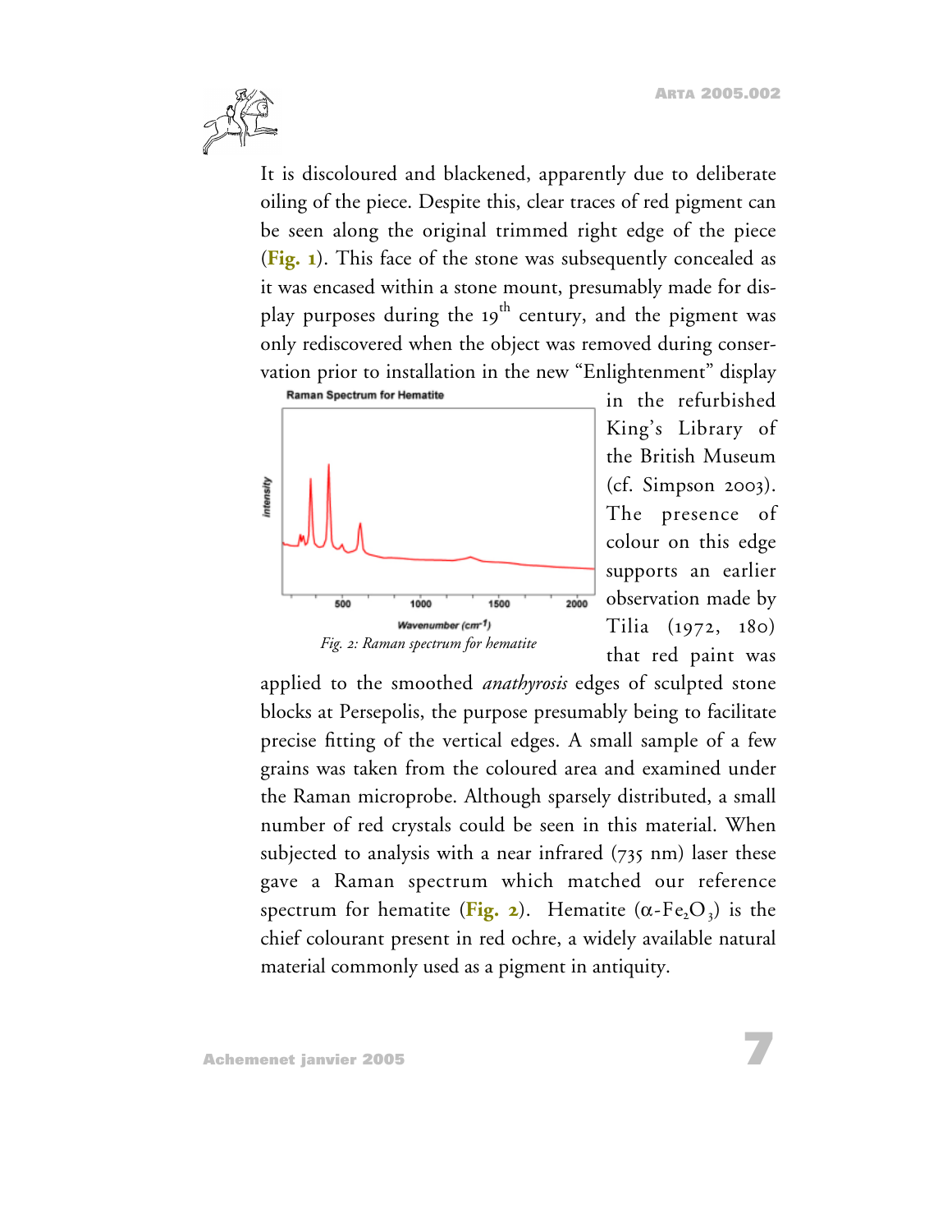It is discoloured and blackened, apparently due to deliberate oiling of the piece. Despite this, clear traces of red pigment can be seen along the original trimmed right edge of the piece (**Fig. 1**). This face of the stone was subsequently concealed as it was encased within a stone mount, presumably made for display purposes during the 19th century, and the pigment was only rediscovered when the object was removed during conservation prior to installation in the new "Enlightenment" display in the refurbished King's Library of the British Museum (cf. Simpson 2003). The presence of colour on this edge supports an earlier observation made by Tilia (1972, 180) that red paint was applied to the smoothed *anathyrosis* edges of sculpted stone blocks at Persepolis, the purpose presumably being to facilitate precise fitting of the vertical edges. A small sample of a few grains was taken from the coloured area and examined under the Raman microprobe. Although sparsely distributed, a small number of red crystals could be seen in this material. When subjected to analysis with a near infrared (735 nm) laser these gave a Raman spectrum which matched our reference spectrum for hematite (**Fig. 2**). Hematite ($\alpha$-$Fe_2O_3$) is the chief colourant present in red ochre, a widely available natural material commonly used as a pigment in antiquity.

*Fig. 2: Raman spectrum for hematite*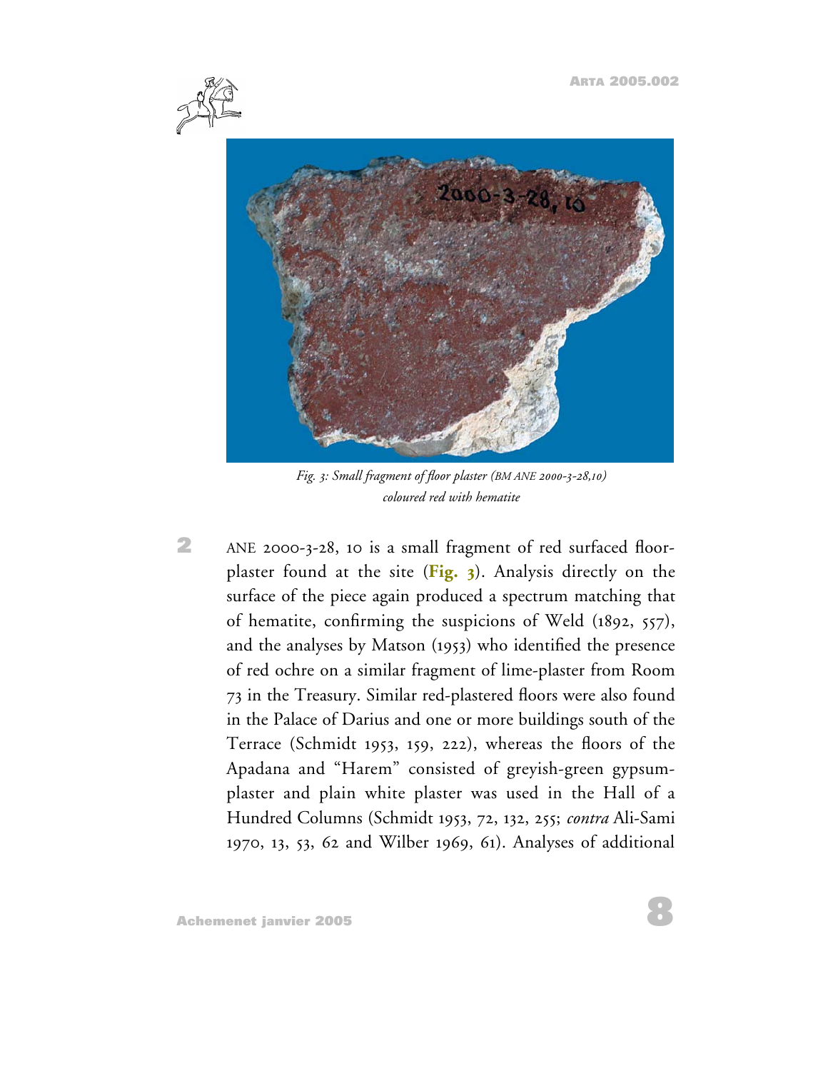*Fig. 3: Small fragment of floor plaster (BM ANE 2000-3-28,10) coloured red with hematite*

2 ANE 2000-3-28, 10 is a small fragment of red surfaced floor-plaster found at the site (**Fig. 3**). Analysis directly on the surface of the piece again produced a spectrum matching that of hematite, confirming the suspicions of Weld (1892, 557), and the analyses by Matson (1953) who identified the presence of red ochre on a similar fragment of lime-plaster from Room 73 in the Treasury. Similar red-plastered floors were also found in the Palace of Darius and one or more buildings south of the Terrace (Schmidt 1953, 159, 222), whereas the floors of the Apadana and "Harem" consisted of greyish-green gypsum-plaster and plain white plaster was used in the Hall of a Hundred Columns (Schmidt 1953, 72, 132, 255; *contra* Ali-Sami 1970, 13, 53, 62 and Wilber 1969, 61). Analyses of additional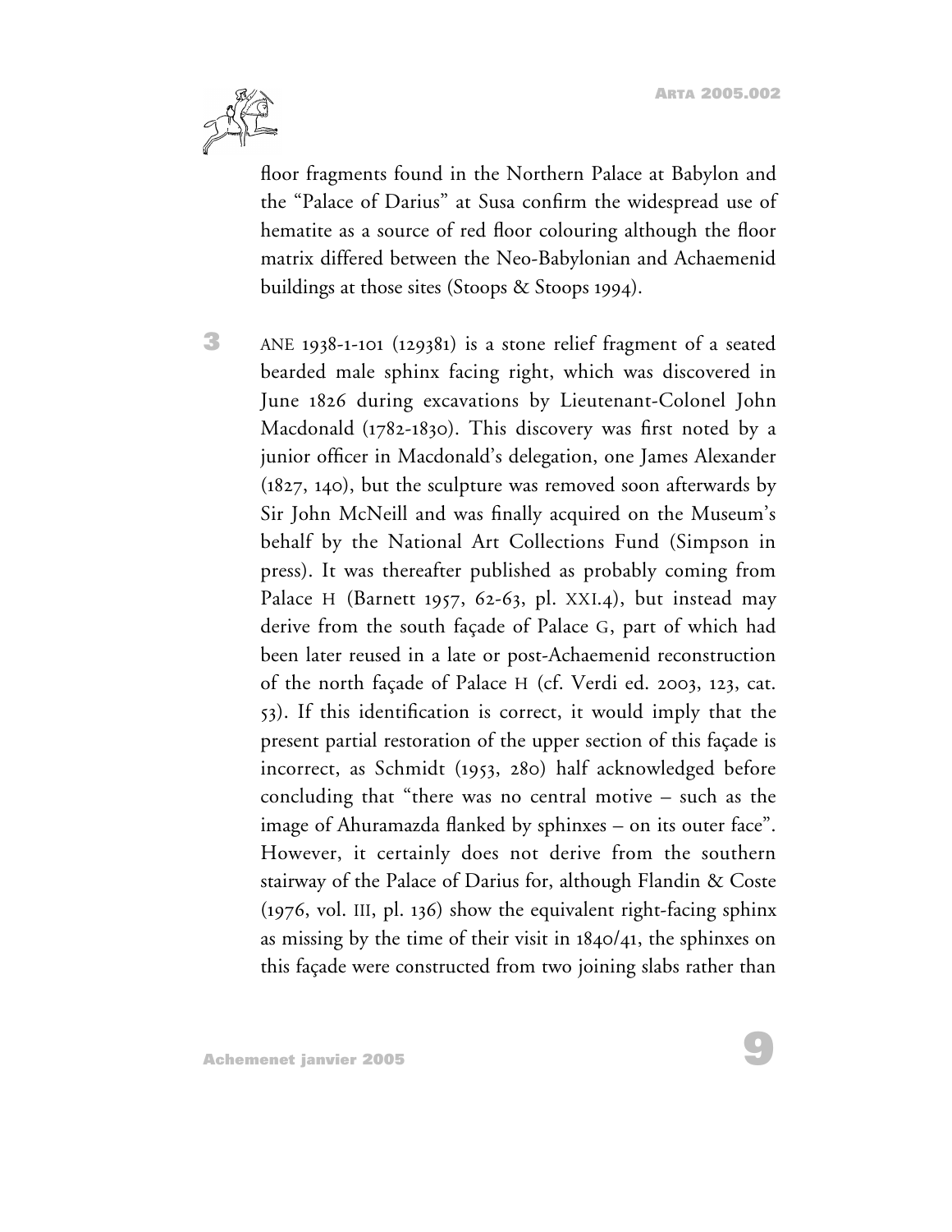floor fragments found in the Northern Palace at Babylon and the "Palace of Darius" at Susa confirm the widespread use of hematite as a source of red floor colouring although the floor matrix differed between the Neo-Babylonian and Achaemenid buildings at those sites (Stoops & Stoops 1994).

**3** ANE 1938-1-101 (129381) is a stone relief fragment of a seated bearded male sphinx facing right, which was discovered in June 1826 during excavations by Lieutenant-Colonel John Macdonald (1782-1830). This discovery was first noted by a junior officer in Macdonald's delegation, one James Alexander (1827, 140), but the sculpture was removed soon afterwards by Sir John McNeill and was finally acquired on the Museum's behalf by the National Art Collections Fund (Simpson in press). It was thereafter published as probably coming from Palace H (Barnett 1957, 62-63, pl. XXI.4), but instead may derive from the south façade of Palace G, part of which had been later reused in a late or post-Achaemenid reconstruction of the north façade of Palace H (cf. Verdi ed. 2003, 123, cat. 53). If this identification is correct, it would imply that the present partial restoration of the upper section of this façade is incorrect, as Schmidt (1953, 280) half acknowledged before concluding that "there was no central motive – such as the image of Ahuramazda flanked by sphinxes – on its outer face". However, it certainly does not derive from the southern stairway of the Palace of Darius for, although Flandin & Coste (1976, vol. III, pl. 136) show the equivalent right-facing sphinx as missing by the time of their visit in 1840/41, the sphinxes on this façade were constructed from two joining slabs rather than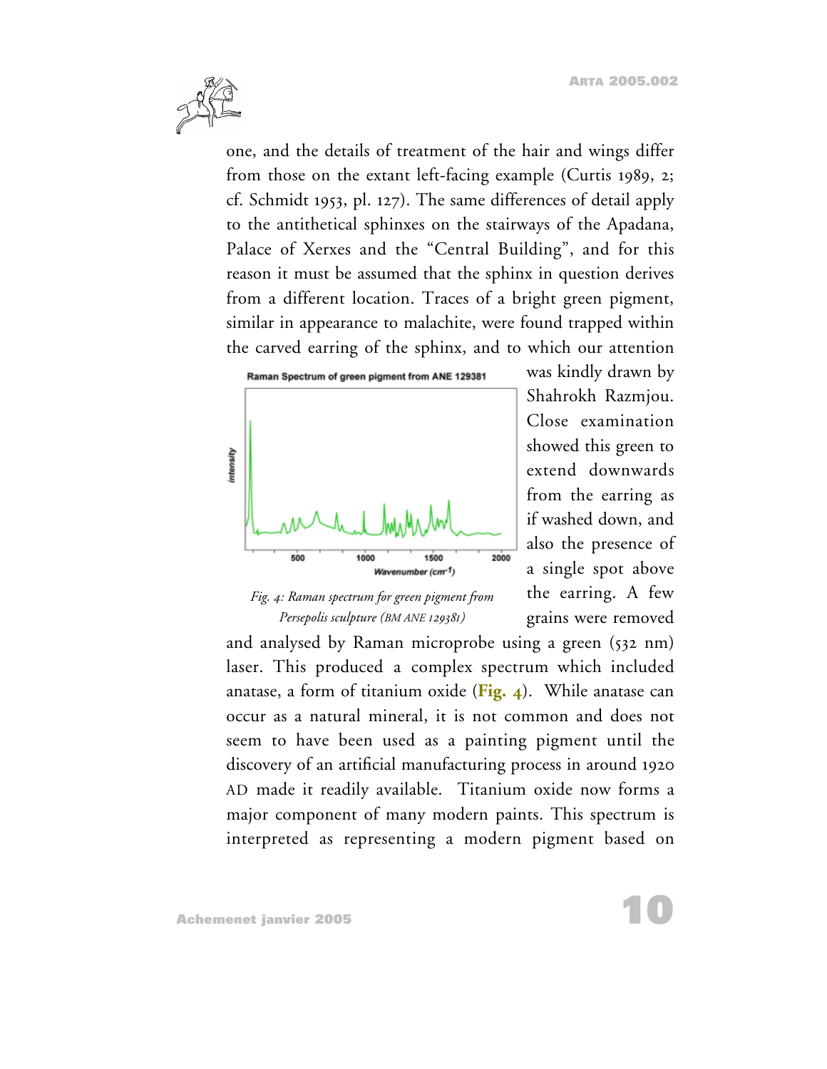one, and the details of treatment of the hair and wings differ from those on the extant left-facing example (Curtis 1989, 2; cf. Schmidt 1953, pl. 127). The same differences of detail apply to the antithetical sphinxes on the stairways of the Apadana, Palace of Xerxes and the "Central Building", and for this reason it must be assumed that the sphinx in question derives from a different location. Traces of a bright green pigment, similar in appearance to malachite, were found trapped within the carved earring of the sphinx, and to which our attention was kindly drawn by Shahrokh Razmjou. Close examination showed this green to extend downwards from the earring as if washed down, and also the presence of a single spot above the earring. A few grains were removed and analysed by Raman microprobe using a green (532 nm) laser. This produced a complex spectrum which included anatase, a form of titanium oxide (**Fig. 4**). While anatase can occur as a natural mineral, it is not common and does not seem to have been used as a painting pigment until the discovery of an artificial manufacturing process in around 1920 AD made it readily available. Titanium oxide now forms a major component of many modern paints. This spectrum is interpreted as representing a modern pigment based on

*Fig. 4: Raman spectrum for green pigment from Persepolis sculpture (BM ANE 129381)*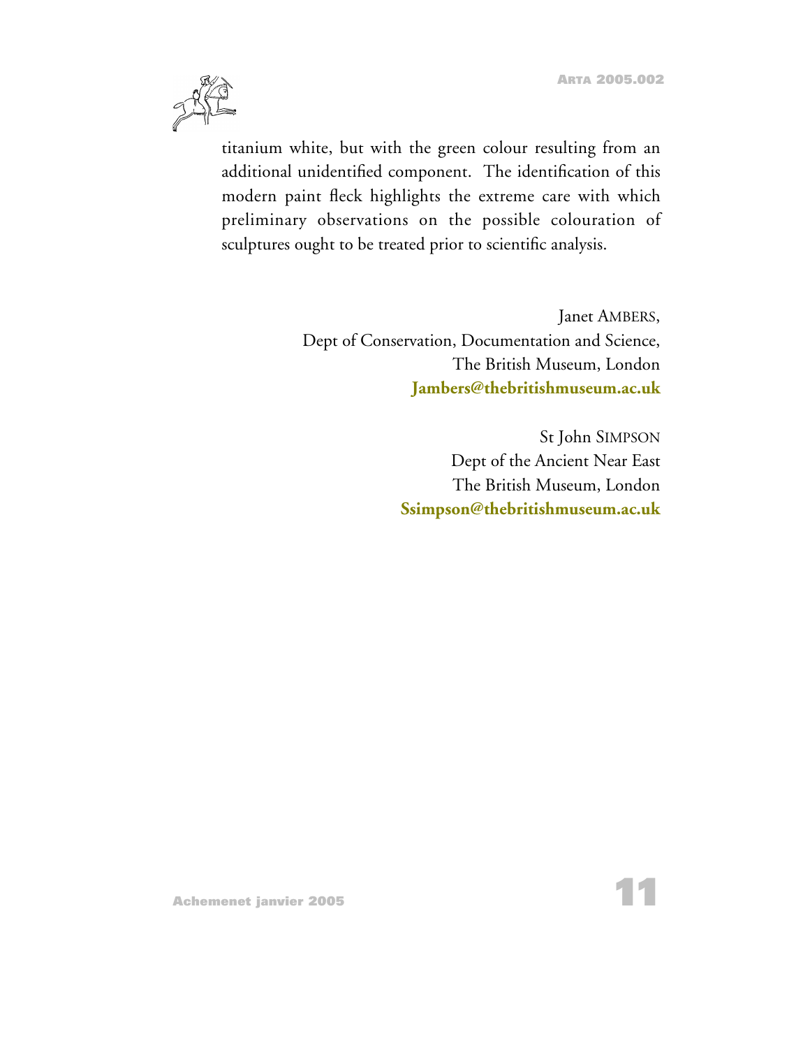titanium white, but with the green colour resulting from an additional unidentified component. The identification of this modern paint fleck highlights the extreme care with which preliminary observations on the possible colouration of sculptures ought to be treated prior to scientific analysis.

Janet AMBERS,
Dept of Conservation, Documentation and Science,
The British Museum, London
**Jambers@thebritishmuseum.ac.uk**

St John SIMPSON
Dept of the Ancient Near East
The British Museum, London
**Ssimpson@thebritishmuseum.ac.uk**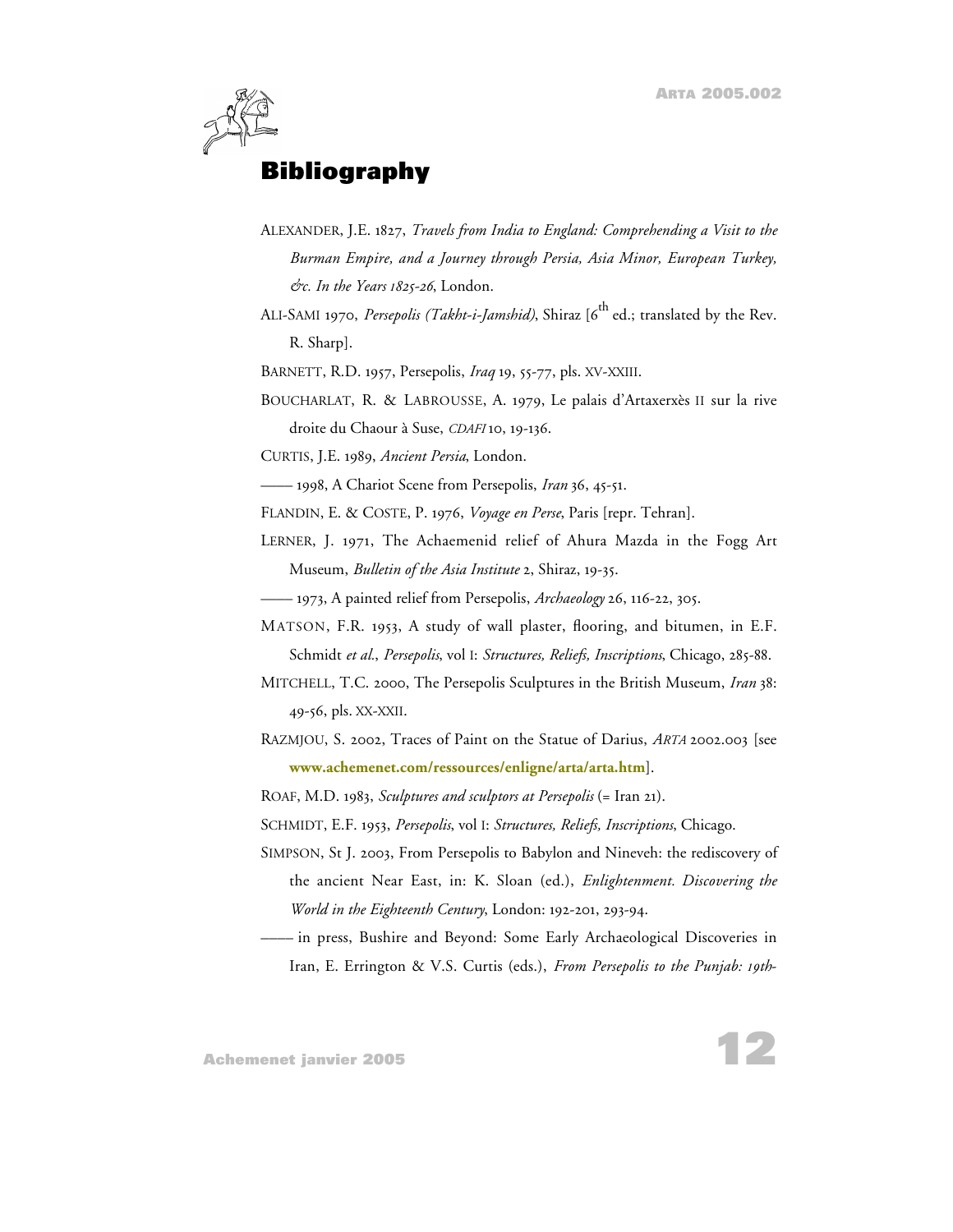# Bibliography

ALEXANDER, J.E. 1827, *Travels from India to England: Comprehending a Visit to the Burman Empire, and a Journey through Persia, Asia Minor, European Turkey, &c. In the Years 1825-26*, London.

ALI-SAMI 1970, *Persepolis (Takht-i-Jamshid)*, Shiraz [6th ed.; translated by the Rev. R. Sharp].

BARNETT, R.D. 1957, Persepolis, *Iraq* 19, 55-77, pls. XV-XXIII.

BOUCHARLAT, R. & LABROUSSE, A. 1979, Le palais d'Artaxerxès II sur la rive droite du Chaour à Suse, *CDAFI* 10, 19-136.

CURTIS, J.E. 1989, *Ancient Persia*, London.

—— 1998, A Chariot Scene from Persepolis, *Iran* 36, 45-51.

FLANDIN, E. & COSTE, P. 1976, *Voyage en Perse*, Paris [repr. Tehran].

LERNER, J. 1971, The Achaemenid relief of Ahura Mazda in the Fogg Art Museum, *Bulletin of the Asia Institute* 2, Shiraz, 19-35.

—— 1973, A painted relief from Persepolis, *Archaeology* 26, 116-22, 305.

MATSON, F.R. 1953, A study of wall plaster, flooring, and bitumen, in E.F. Schmidt *et al.*, *Persepolis*, vol I: *Structures, Reliefs, Inscriptions*, Chicago, 285-88.

MITCHELL, T.C. 2000, The Persepolis Sculptures in the British Museum, *Iran* 38: 49-56, pls. XX-XXII.

RAZMJOU, S. 2002, Traces of Paint on the Statue of Darius, *ARTA* 2002.003 [see **www.achemenet.com/ressources/enligne/arta/arta.htm**].

ROAF, M.D. 1983, *Sculptures and sculptors at Persepolis* (= Iran 21).

SCHMIDT, E.F. 1953, *Persepolis*, vol I: *Structures, Reliefs, Inscriptions*, Chicago.

SIMPSON, St J. 2003, From Persepolis to Babylon and Nineveh: the rediscovery of the ancient Near East, in: K. Sloan (ed.), *Enlightenment. Discovering the World in the Eighteenth Century*, London: 192-201, 293-94.

—— in press, Bushire and Beyond: Some Early Archaeological Discoveries in Iran, E. Errington & V.S. Curtis (eds.), *From Persepolis to the Punjab: 19th-*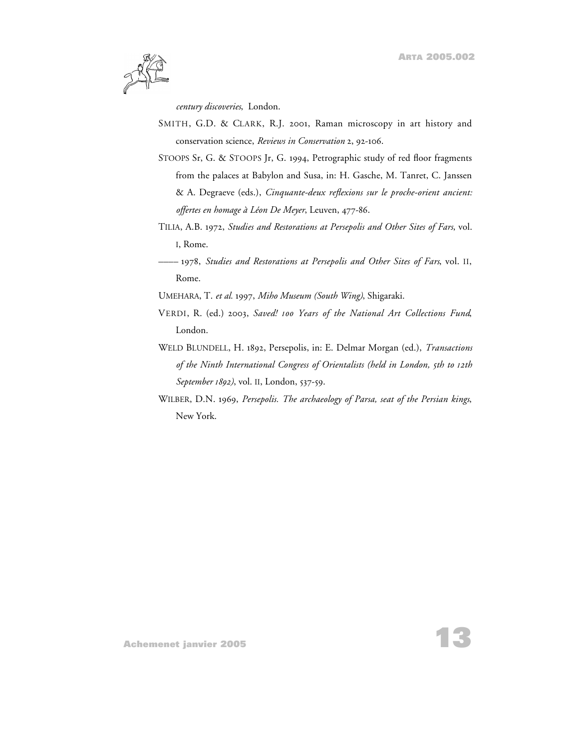*century discoveries*, London.

SMITH, G.D. & CLARK, R.J. 2001, Raman microscopy in art history and conservation science, *Reviews in Conservation* 2, 92-106.

STOOPS Sr, G. & STOOPS Jr, G. 1994, Petrographic study of red floor fragments from the palaces at Babylon and Susa, in: H. Gasche, M. Tanret, C. Janssen & A. Degraeve (eds.), *Cinquante-deux reflexions sur le proche-orient ancient: offertes en homage à Léon De Meyer*, Leuven, 477-86.

TILIA, A.B. 1972, *Studies and Restorations at Persepolis and Other Sites of Fars*, vol. I, Rome.

——— 1978, *Studies and Restorations at Persepolis and Other Sites of Fars*, vol. II, Rome.

UMEHARA, T. *et al.* 1997, *Miho Museum (South Wing)*, Shigaraki.

VERDI, R. (ed.) 2003, *Saved! 100 Years of the National Art Collections Fund*, London.

WELD BLUNDELL, H. 1892, Persepolis, in: E. Delmar Morgan (ed.), *Transactions of the Ninth International Congress of Orientalists (held in London, 5th to 12th September 1892)*, vol. II, London, 537-59.

WILBER, D.N. 1969, *Persepolis. The archaeology of Parsa, seat of the Persian kings*, New York.